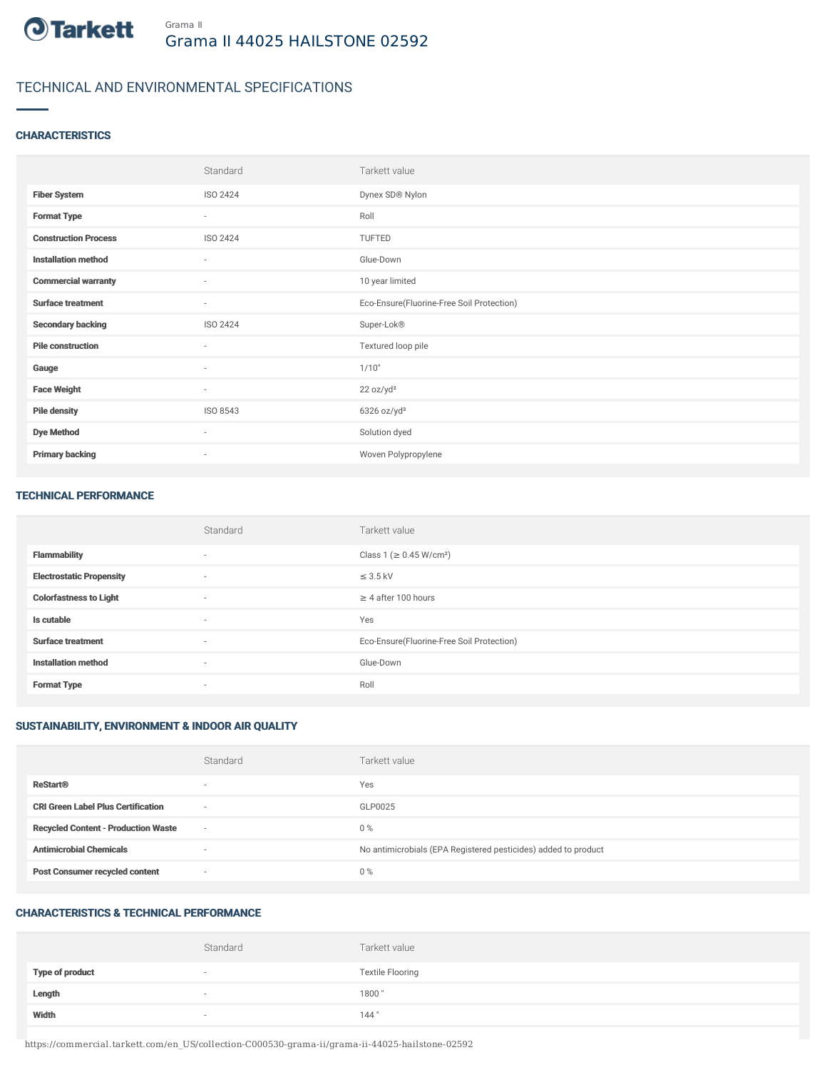Grama II

# Grama II 44025 HAILSTONE 02592

## TECHNICAL AND ENVIRONMENTAL SPECIFICATIONS

### CHARACTERISTICS

| | Standard | Tarkett value |
|---|---|---|
| **Fiber System** | ISO 2424 | Dynex SD® Nylon |
| **Format Type** | - | Roll |
| **Construction Process** | ISO 2424 | TUFTED |
| **Installation method** | - | Glue-Down |
| **Commercial warranty** | - | 10 year limited |
| **Surface treatment** | - | Eco-Ensure(Fluorine-Free Soil Protection) |
| **Secondary backing** | ISO 2424 | Super-Lok® |
| **Pile construction** | - | Textured loop pile |
| **Gauge** | - | 1/10" |
| **Face Weight** | - | 22 oz/yd² |
| **Pile density** | ISO 8543 | 6326 oz/yd³ |
| **Dye Method** | - | Solution dyed |
| **Primary backing** | - | Woven Polypropylene |

### TECHNICAL PERFORMANCE

| | Standard | Tarkett value |
|---|---|---|
| **Flammability** | - | Class 1 (≥ 0.45 W/cm²) |
| **Electrostatic Propensity** | - | ≤ 3.5 kV |
| **Colorfastness to Light** | - | ≥ 4 after 100 hours |
| **Is cutable** | - | Yes |
| **Surface treatment** | - | Eco-Ensure(Fluorine-Free Soil Protection) |
| **Installation method** | - | Glue-Down |
| **Format Type** | - | Roll |

### SUSTAINABILITY, ENVIRONMENT & INDOOR AIR QUALITY

| | Standard | Tarkett value |
|---|---|---|
| **ReStart®** | - | Yes |
| **CRI Green Label Plus Certification** | - | GLP0025 |
| **Recycled Content - Production Waste** | - | 0 % |
| **Antimicrobial Chemicals** | - | No antimicrobials (EPA Registered pesticides) added to product |
| **Post Consumer recycled content** | - | 0 % |

### CHARACTERISTICS & TECHNICAL PERFORMANCE

| | Standard | Tarkett value |
|---|---|---|
| **Type of product** | - | Textile Flooring |
| **Length** | - | 1800 " |
| **Width** | - | 144 " |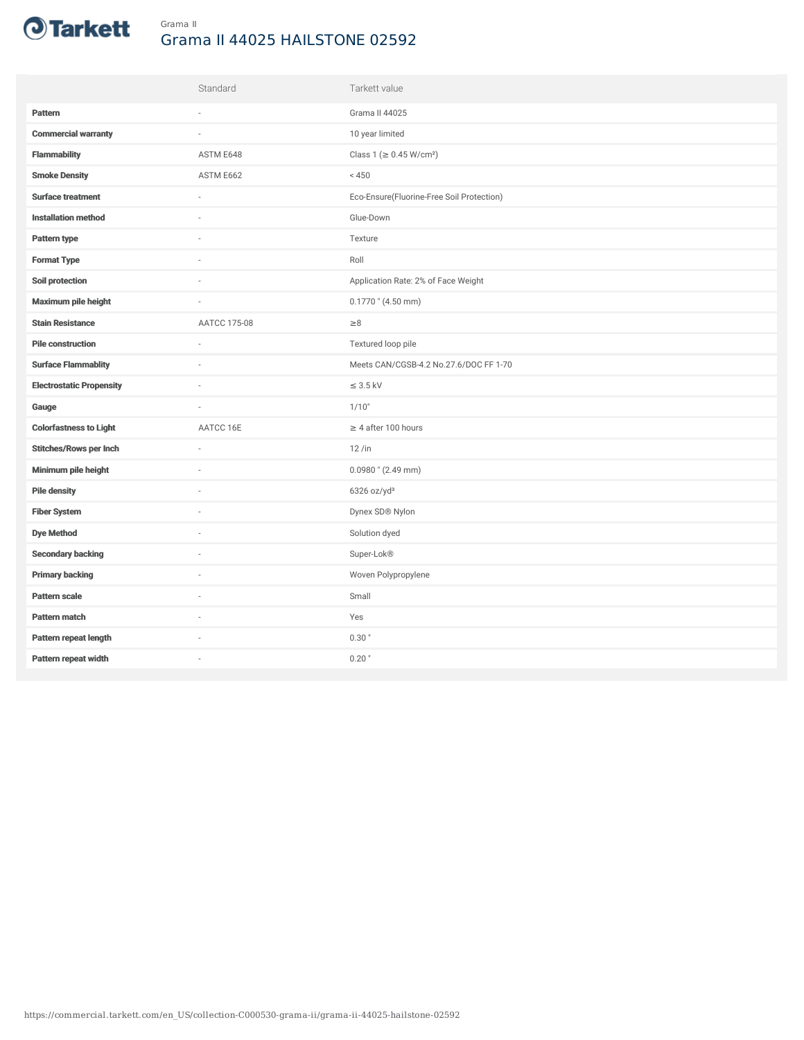Grama II

# Grama II 44025 HAILSTONE 02592

| | Standard | Tarkett value |
|---|---|---|
| **Pattern** | - | Grama II 44025 |
| **Commercial warranty** | - | 10 year limited |
| **Flammability** | ASTM E648 | Class 1 (≥ 0.45 W/cm²) |
| **Smoke Density** | ASTM E662 | < 450 |
| **Surface treatment** | - | Eco-Ensure(Fluorine-Free Soil Protection) |
| **Installation method** | - | Glue-Down |
| **Pattern type** | - | Texture |
| **Format Type** | - | Roll |
| **Soil protection** | - | Application Rate: 2% of Face Weight |
| **Maximum pile height** | - | 0.1770 " (4.50 mm) |
| **Stain Resistance** | AATCC 175-08 | ≥8 |
| **Pile construction** | - | Textured loop pile |
| **Surface Flammablity** | - | Meets CAN/CGSB-4.2 No.27.6/DOC FF 1-70 |
| **Electrostatic Propensity** | - | ≤ 3.5 kV |
| **Gauge** | - | 1/10" |
| **Colorfastness to Light** | AATCC 16E | ≥ 4 after 100 hours |
| **Stitches/Rows per Inch** | - | 12 /in |
| **Minimum pile height** | - | 0.0980 " (2.49 mm) |
| **Pile density** | - | 6326 oz/yd³ |
| **Fiber System** | - | Dynex SD® Nylon |
| **Dye Method** | - | Solution dyed |
| **Secondary backing** | - | Super-Lok® |
| **Primary backing** | - | Woven Polypropylene |
| **Pattern scale** | - | Small |
| **Pattern match** | - | Yes |
| **Pattern repeat length** | - | 0.30 " |
| **Pattern repeat width** | - | 0.20 " |

https://commercial.tarkett.com/en_US/collection-C000530-grama-ii/grama-ii-44025-hailstone-02592